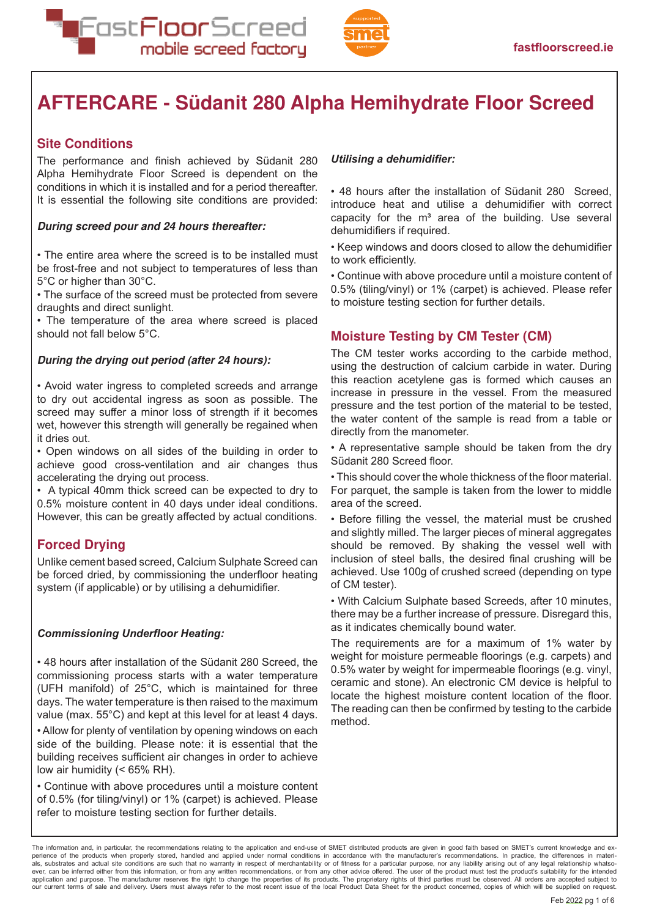# AFTERCARE - Südanit 280 Alpha Hemihydrate Floor Screed

## Site Conditions

The performance and finish achieved by Südanit 280 Alpha Hemihydrate Floor Screed is dependent on the conditions in which it is installed and for a period thereafter. It is essential the following site conditions are provided:

***During screed pour and 24 hours thereafter:***

- The entire area where the screed is to be installed must be frost-free and not subject to temperatures of less than 5°C or higher than 30°C.
- The surface of the screed must be protected from severe draughts and direct sunlight.
- The temperature of the area where screed is placed should not fall below 5°C.

***During the drying out period (after 24 hours):***

- Avoid water ingress to completed screeds and arrange to dry out accidental ingress as soon as possible. The screed may suffer a minor loss of strength if it becomes wet, however this strength will generally be regained when it dries out.
- Open windows on all sides of the building in order to achieve good cross-ventilation and air changes thus accelerating the drying out process.
- A typical 40mm thick screed can be expected to dry to 0.5% moisture content in 40 days under ideal conditions. However, this can be greatly affected by actual conditions.

## Forced Drying

Unlike cement based screed, Calcium Sulphate Screed can be forced dried, by commissioning the underfloor heating system (if applicable) or by utilising a dehumidifier.

***Commissioning Underfloor Heating:***

- 48 hours after installation of the Südanit 280 Screed, the commissioning process starts with a water temperature (UFH manifold) of 25°C, which is maintained for three days. The water temperature is then raised to the maximum value (max. 55°C) and kept at this level for at least 4 days.
- Allow for plenty of ventilation by opening windows on each side of the building. Please note: it is essential that the building receives sufficient air changes in order to achieve low air humidity (< 65% RH).
- Continue with above procedures until a moisture content of 0.5% (for tiling/vinyl) or 1% (carpet) is achieved. Please refer to moisture testing section for further details.

***Utilising a dehumidifier:***

- 48 hours after the installation of Südanit 280 Screed, introduce heat and utilise a dehumidifier with correct capacity for the m³ area of the building. Use several dehumidifiers if required.
- Keep windows and doors closed to allow the dehumidifier to work efficiently.
- Continue with above procedure until a moisture content of 0.5% (tiling/vinyl) or 1% (carpet) is achieved. Please refer to moisture testing section for further details.

## Moisture Testing by CM Tester (CM)

The CM tester works according to the carbide method, using the destruction of calcium carbide in water. During this reaction acetylene gas is formed which causes an increase in pressure in the vessel. From the measured pressure and the test portion of the material to be tested, the water content of the sample is read from a table or directly from the manometer.

- A representative sample should be taken from the dry Südanit 280 Screed floor.
- This should cover the whole thickness of the floor material. For parquet, the sample is taken from the lower to middle area of the screed.
- Before filling the vessel, the material must be crushed and slightly milled. The larger pieces of mineral aggregates should be removed. By shaking the vessel well with inclusion of steel balls, the desired final crushing will be achieved. Use 100g of crushed screed (depending on type of CM tester).
- With Calcium Sulphate based Screeds, after 10 minutes, there may be a further increase of pressure. Disregard this, as it indicates chemically bound water.

The requirements are for a maximum of 1% water by weight for moisture permeable floorings (e.g. carpets) and 0.5% water by weight for impermeable floorings (e.g. vinyl, ceramic and stone). An electronic CM device is helpful to locate the highest moisture content location of the floor. The reading can then be confirmed by testing to the carbide method.

The information and, in particular, the recommendations relating to the application and end-use of SMET distributed products are given in good faith based on SMET's current knowledge and experience of the products when properly stored, handled and applied under normal conditions in accordance with the manufacturer's recommendations. In practice, the differences in materials, substrates and actual site conditions are such that no warranty in respect of merchantability or of fitness for a particular purpose, nor any liability arising out of any legal relationship whatsoever, can be inferred either from this information, or from any written recommendations, or from any other advice offered. The user of the product must test the product's suitability for the intended application and purpose. The manufacturer reserves the right to change the properties of its products. The proprietary rights of third parties must be observed. All orders are accepted subject to our current terms of sale and delivery. Users must always refer to the most recent issue of the local Product Data Sheet for the product concerned, copies of which will be supplied on request.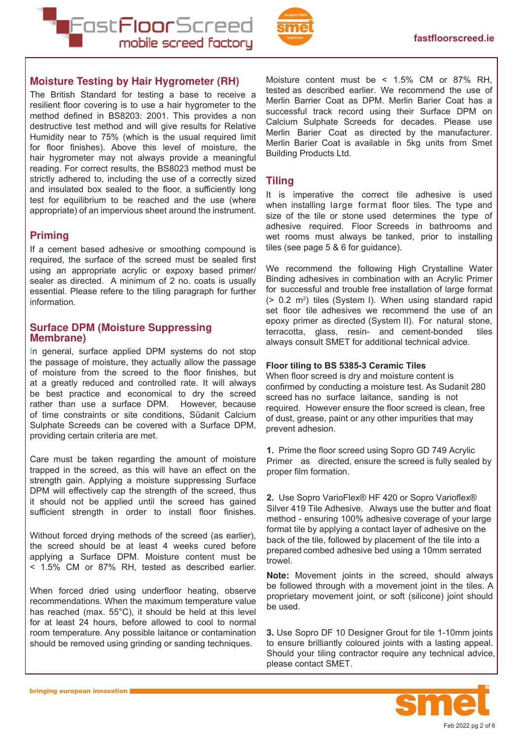## Moisture Testing by Hair Hygrometer (RH)

The British Standard for testing a base to receive a resilient floor covering is to use a hair hygrometer to the method defined in BS8203: 2001. This provides a non destructive test method and will give results for Relative Humidity near to 75% (which is the usual required limit for floor finishes). Above this level of moisture, the hair hygrometer may not always provide a meaningful reading. For correct results, the BS8023 method must be strictly adhered to, including the use of a correctly sized and insulated box sealed to the floor, a sufficiently long test for equilibrium to be reached and the use (where appropriate) of an impervious sheet around the instrument.

## Priming

If a cement based adhesive or smoothing compound is required, the surface of the screed must be sealed first using an appropriate acrylic or expoxy based primer/ sealer as directed. A minimum of 2 no. coats is usually essential. Please refere to the tiling paragraph for further information.

## Surface DPM (Moisture Suppressing Membrane)

In general, surface applied DPM systems do not stop the passage of moisture, they actually allow the passage of moisture from the screed to the floor finishes, but at a greatly reduced and controlled rate. It will always be best practice and economical to dry the screed rather than use a surface DPM. However, because of time constraints or site conditions, Südanit Calcium Sulphate Screeds can be covered with a Surface DPM, providing certain criteria are met.

Care must be taken regarding the amount of moisture trapped in the screed, as this will have an effect on the strength gain. Applying a moisture suppressing Surface DPM will effectively cap the strength of the screed, thus it should not be applied until the screed has gained sufficient strength in order to install floor finishes.

Without forced drying methods of the screed (as earlier), the screed should be at least 4 weeks cured before applying a Surface DPM. Moisture content must be < 1.5% CM or 87% RH, tested as described earlier.

When forced dried using underfloor heating, observe recommendations. When the maximum temperature value has reached (max. 55°C), it should be held at this level for at least 24 hours, before allowed to cool to normal room temperature. Any possible laitance or contamination should be removed using grinding or sanding techniques.

Moisture content must be < 1.5% CM or 87% RH, tested as described earlier. We recommend the use of Merlin Barrier Coat as DPM. Merlin Barier Coat has a successful track record using their Surface DPM on Calcium Sulphate Screeds for decades. Please use Merlin Barier Coat as directed by the manufacturer. Merlin Barier Coat is available in 5kg units from Smet Building Products Ltd.

## Tiling

It is imperative the correct tile adhesive is used when installing large format floor tiles. The type and size of the tile or stone used determines the type of adhesive required. Floor Screeds in bathrooms and wet rooms must always be tanked, prior to installing tiles (see page 5 & 6 for guidance).

We recommend the following High Crystalline Water Binding adhesives in combination with an Acrylic Primer for successful and trouble free installation of large format (> 0.2 m$^2$) tiles (System I). When using standard rapid set floor tile adhesives we recommend the use of an epoxy primer as directed (System II). For natural stone, terracotta, glass, resin- and cement-bonded tiles always consult SMET for additional technical advice.

### Floor tiling to BS 5385-3 Ceramic Tiles

When floor screed is dry and moisture content is confirmed by conducting a moisture test. As Sudanit 280 screed has no surface laitance, sanding is not required. However ensure the floor screed is clean, free of dust, grease, paint or any other impurities that may prevent adhesion.

**1.** Prime the floor screed using Sopro GD 749 Acrylic Primer as directed, ensure the screed is fully sealed by proper film formation.

**2.** Use Sopro VarioFlex® HF 420 or Sopro Varioflex® Silver 419 Tile Adhesive. Always use the butter and float method - ensuring 100% adhesive coverage of your large format tile by applying a contact layer of adhesive on the back of the tile, followed by placement of the tile into a prepared combed adhesive bed using a 10mm serrated trowel.

**Note:** Movement joints in the screed, should always be followed through with a movement joint in the tiles. A proprietary movement joint, or soft (silicone) joint should be used.

**3.** Use Sopro DF 10 Designer Grout for tile 1-10mm joints to ensure brilliantly coloured joints with a lasting appeal. Should your tiling contractor require any technical advice, please contact SMET.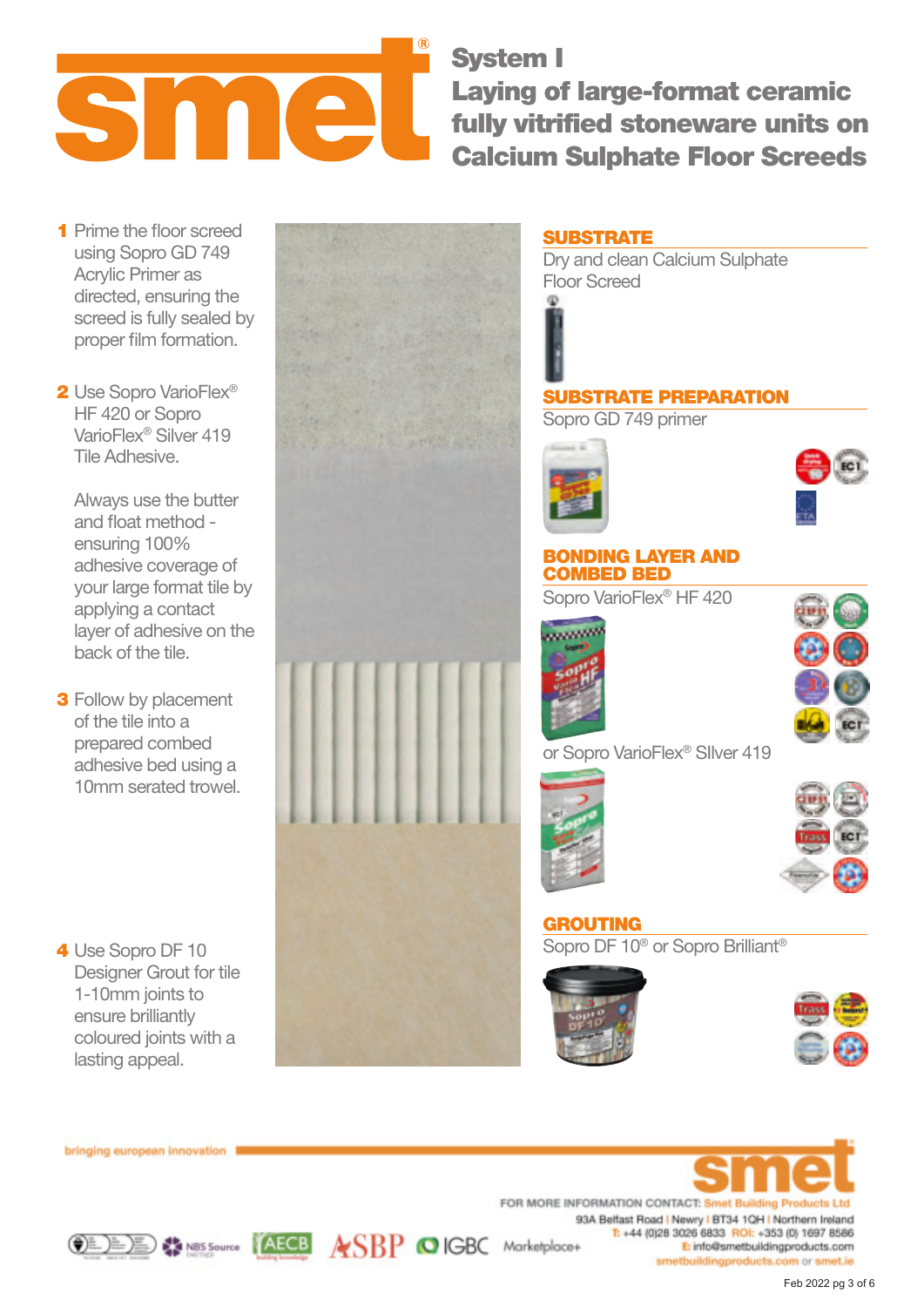# System I

## Laying of large-format ceramic fully vitrified stoneware units on Calcium Sulphate Floor Screeds

1. Prime the floor screed using Sopro GD 749 Acrylic Primer as directed, ensuring the screed is fully sealed by proper film formation.

2. Use Sopro VarioFlex® HF 420 or Sopro VarioFlex® Silver 419 Tile Adhesive.

   Always use the butter and float method - ensuring 100% adhesive coverage of your large format tile by applying a contact layer of adhesive on the back of the tile.

3. Follow by placement of the tile into a prepared combed adhesive bed using a 10mm serated trowel.

4. Use Sopro DF 10 Designer Grout for tile 1-10mm joints to ensure brilliantly coloured joints with a lasting appeal.

### SUBSTRATE

Dry and clean Calcium Sulphate Floor Screed

### SUBSTRATE PREPARATION

Sopro GD 749 primer

### BONDING LAYER AND COMBED BED

Sopro VarioFlex® HF 420

or Sopro VarioFlex® SIlver 419

### GROUTING

Sopro DF 10® or Sopro Brilliant®

bringing european innovation

FOR MORE INFORMATION CONTACT: Smet Building Products Ltd
93A Belfast Road | Newry | BT34 1QH | Northern Ireland
T: +44 (0)28 3026 6833 ROI: +353 (0) 1697 8586
E: info@smetbuildingproducts.com
smetbuildingproducts.com or smet.ie

Feb 2022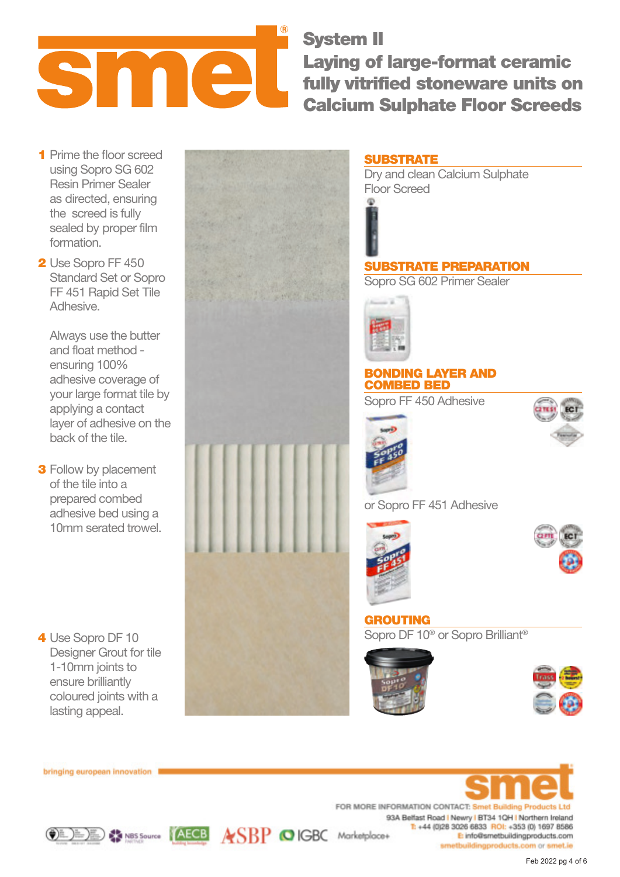# System II
## Laying of large-format ceramic fully vitrified stoneware units on Calcium Sulphate Floor Screeds

1. Prime the floor screed using Sopro SG 602 Resin Primer Sealer as directed, ensuring the screed is fully sealed by proper film formation.
2. Use Sopro FF 450 Standard Set or Sopro FF 451 Rapid Set Tile Adhesive.

   Always use the butter and float method - ensuring 100% adhesive coverage of your large format tile by applying a contact layer of adhesive on the back of the tile.
3. Follow by placement of the tile into a prepared combed adhesive bed using a 10mm serated trowel.
4. Use Sopro DF 10 Designer Grout for tile 1-10mm joints to ensure brilliantly coloured joints with a lasting appeal.

### SUBSTRATE
Dry and clean Calcium Sulphate Floor Screed

### SUBSTRATE PREPARATION
Sopro SG 602 Primer Sealer

### BONDING LAYER AND COMBED BED
Sopro FF 450 Adhesive

or Sopro FF 451 Adhesive

### GROUTING
Sopro DF 10® or Sopro Brilliant®

bringing european innovation

FOR MORE INFORMATION CONTACT: Smet Building Products Ltd
93A Belfast Road | Newry | BT34 1QH | Northern Ireland
T: +44 (0)28 3026 6833 ROI: +353 (0) 1697 8586
E: info@smetbuildingproducts.com
smetbuildingproducts.com or smet.ie

Feb 2022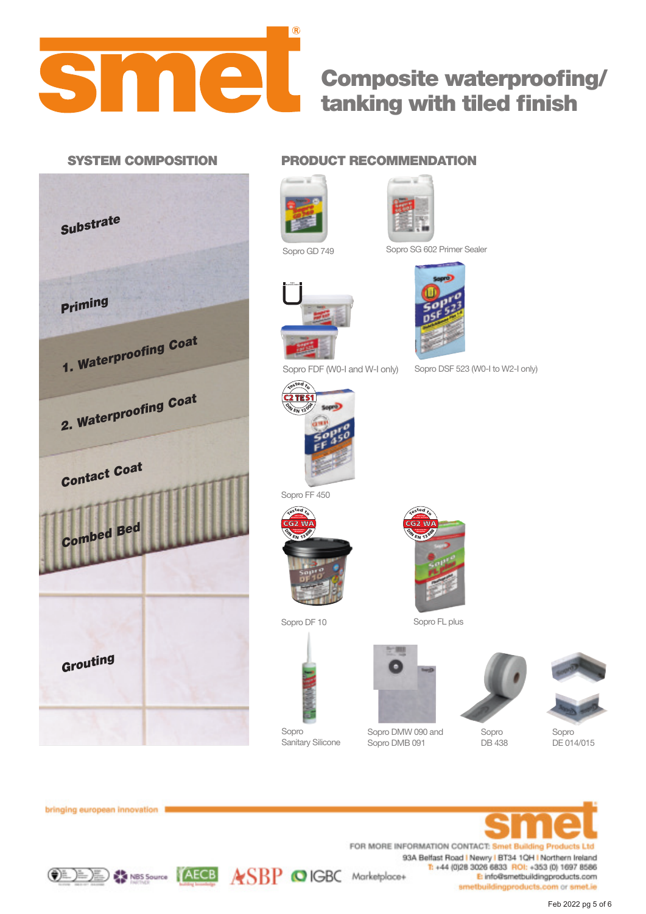# Composite waterproofing/ tanking with tiled finish

## SYSTEM COMPOSITION

- Substrate
- Priming
- 1. Waterproofing Coat
- 2. Waterproofing Coat
- Contact Coat
- Combed Bed
- Grouting

## PRODUCT RECOMMENDATION

- Sopro GD 749
- Sopro SG 602 Primer Sealer
- Sopro FDF (W0-I and W-I only)
- Sopro DSF 523 (W0-I to W2-I only)
- Sopro FF 450
- Sopro DF 10
- Sopro FL plus
- Sopro Sanitary Silicone
- Sopro DMW 090 and Sopro DMB 091
- Sopro DB 438
- Sopro DE 014/015

bringing european innovation

FOR MORE INFORMATION CONTACT: Smet Building Products Ltd
93A Belfast Road | Newry | BT34 1QH | Northern Ireland
T: +44 (0)28 3026 6833 ROI: +353 (0) 1697 8586
E: info@smetbuildingproducts.com
smetbuildingproducts.com or smet.ie

Feb 2022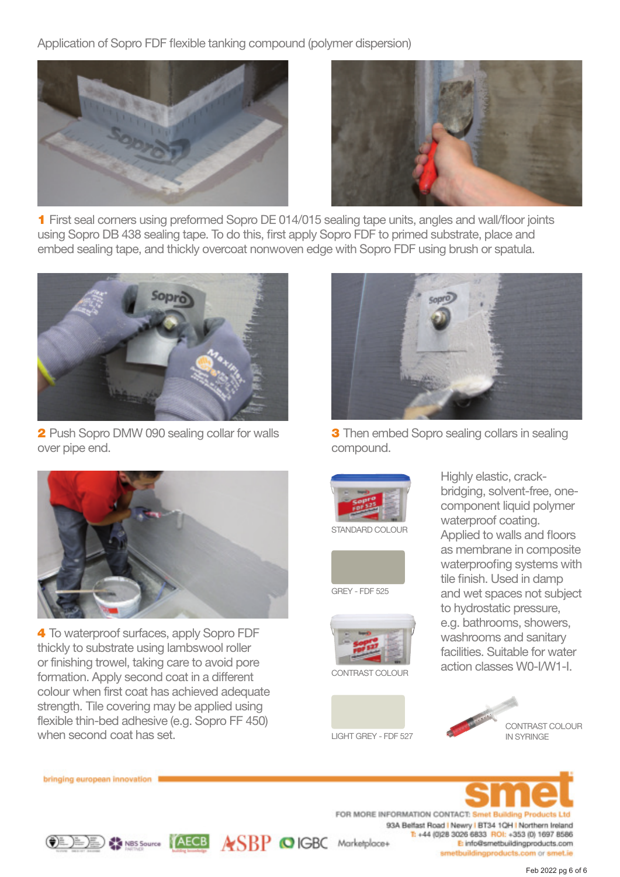Application of Sopro FDF flexible tanking compound (polymer dispersion)

**1** First seal corners using preformed Sopro DE 014/015 sealing tape units, angles and wall/floor joints using Sopro DB 438 sealing tape. To do this, first apply Sopro FDF to primed substrate, place and embed sealing tape, and thickly overcoat nonwoven edge with Sopro FDF using brush or spatula.

**2** Push Sopro DMW 090 sealing collar for walls over pipe end.

**3** Then embed Sopro sealing collars in sealing compound.

**4** To waterproof surfaces, apply Sopro FDF thickly to substrate using lambswool roller or finishing trowel, taking care to avoid pore formation. Apply second coat in a different colour when first coat has achieved adequate strength. Tile covering may be applied using flexible thin-bed adhesive (e.g. Sopro FF 450) when second coat has set.

STANDARD COLOUR

GREY - FDF 525

CONTRAST COLOUR

LIGHT GREY - FDF 527

CONTRAST COLOUR IN SYRINGE

Highly elastic, crack-bridging, solvent-free, one-component liquid polymer waterproof coating. Applied to walls and floors as membrane in composite waterproofing systems with tile finish. Used in damp and wet spaces not subject to hydrostatic pressure, e.g. bathrooms, showers, washrooms and sanitary facilities. Suitable for water action classes W0-I/W1-I.

bringing european innovation

smet

FOR MORE INFORMATION CONTACT: Smet Building Products Ltd
93A Belfast Road | Newry | BT34 1QH | Northern Ireland
T: +44 (0)28 3026 6833 ROI: +353 (0) 1697 8586
E: info@smetbuildingproducts.com
smetbuildingproducts.com or smet.ie

Feb 2022